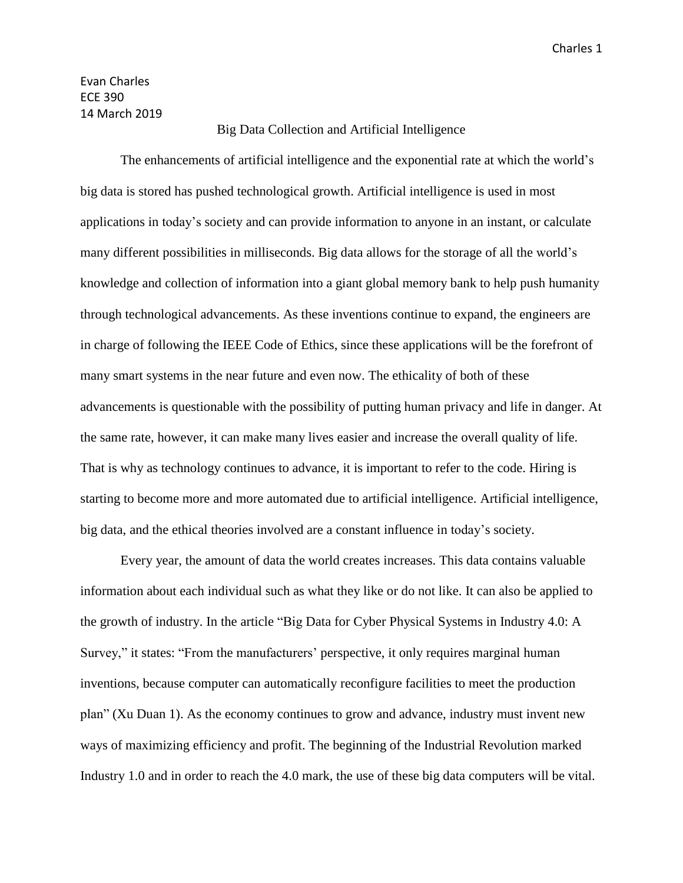Evan Charles
ECE 390
14 March 2019

# Big Data Collection and Artificial Intelligence

The enhancements of artificial intelligence and the exponential rate at which the world's big data is stored has pushed technological growth. Artificial intelligence is used in most applications in today's society and can provide information to anyone in an instant, or calculate many different possibilities in milliseconds. Big data allows for the storage of all the world's knowledge and collection of information into a giant global memory bank to help push humanity through technological advancements. As these inventions continue to expand, the engineers are in charge of following the IEEE Code of Ethics, since these applications will be the forefront of many smart systems in the near future and even now. The ethicality of both of these advancements is questionable with the possibility of putting human privacy and life in danger. At the same rate, however, it can make many lives easier and increase the overall quality of life. That is why as technology continues to advance, it is important to refer to the code. Hiring is starting to become more and more automated due to artificial intelligence. Artificial intelligence, big data, and the ethical theories involved are a constant influence in today's society.

Every year, the amount of data the world creates increases. This data contains valuable information about each individual such as what they like or do not like. It can also be applied to the growth of industry. In the article "Big Data for Cyber Physical Systems in Industry 4.0: A Survey," it states: "From the manufacturers' perspective, it only requires marginal human inventions, because computer can automatically reconfigure facilities to meet the production plan" (Xu Duan 1). As the economy continues to grow and advance, industry must invent new ways of maximizing efficiency and profit. The beginning of the Industrial Revolution marked Industry 1.0 and in order to reach the 4.0 mark, the use of these big data computers will be vital.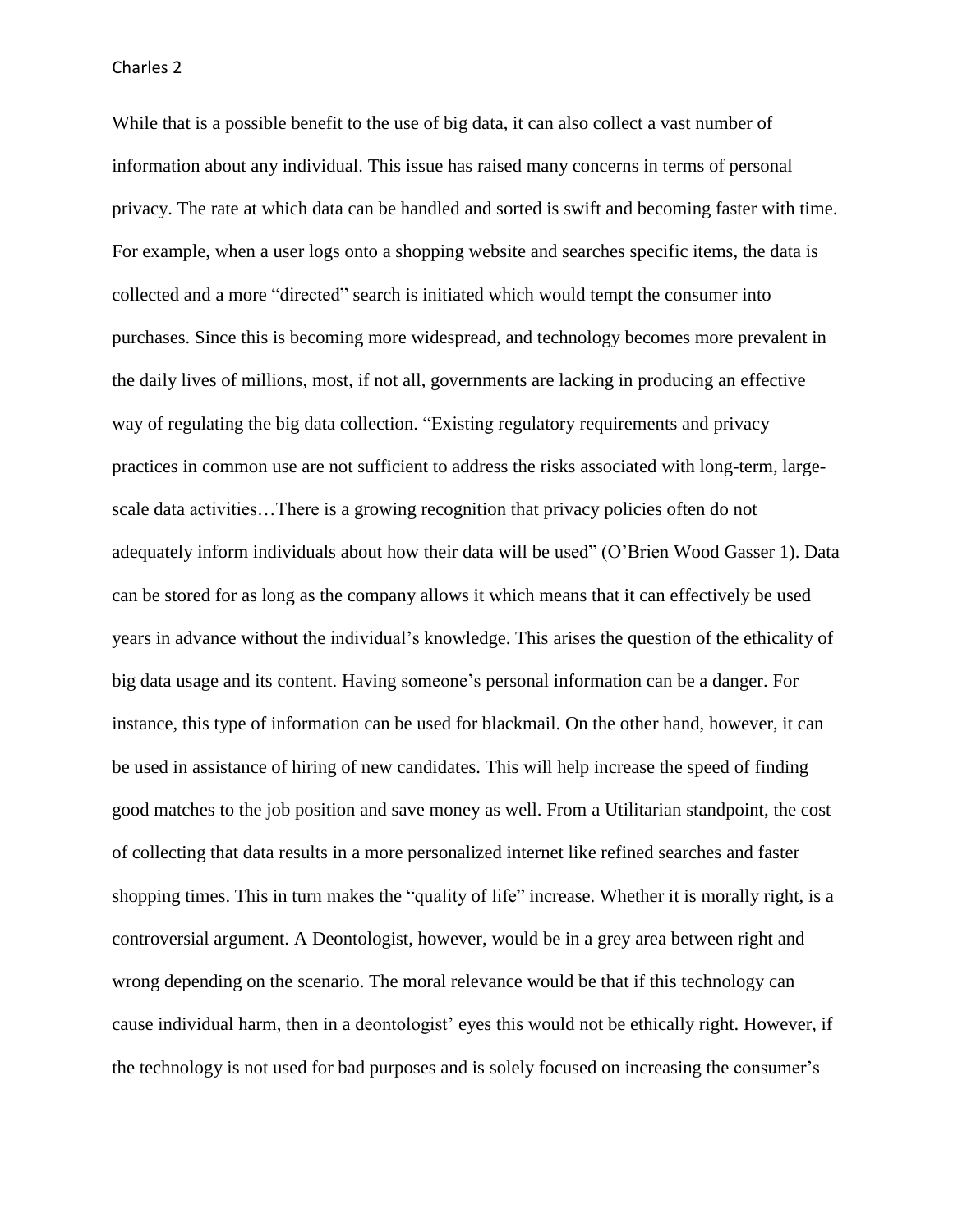While that is a possible benefit to the use of big data, it can also collect a vast number of information about any individual. This issue has raised many concerns in terms of personal privacy. The rate at which data can be handled and sorted is swift and becoming faster with time. For example, when a user logs onto a shopping website and searches specific items, the data is collected and a more "directed" search is initiated which would tempt the consumer into purchases. Since this is becoming more widespread, and technology becomes more prevalent in the daily lives of millions, most, if not all, governments are lacking in producing an effective way of regulating the big data collection. "Existing regulatory requirements and privacy practices in common use are not sufficient to address the risks associated with long-term, large-scale data activities…There is a growing recognition that privacy policies often do not adequately inform individuals about how their data will be used" (O'Brien Wood Gasser 1). Data can be stored for as long as the company allows it which means that it can effectively be used years in advance without the individual's knowledge. This arises the question of the ethicality of big data usage and its content. Having someone's personal information can be a danger. For instance, this type of information can be used for blackmail. On the other hand, however, it can be used in assistance of hiring of new candidates. This will help increase the speed of finding good matches to the job position and save money as well. From a Utilitarian standpoint, the cost of collecting that data results in a more personalized internet like refined searches and faster shopping times. This in turn makes the "quality of life" increase. Whether it is morally right, is a controversial argument. A Deontologist, however, would be in a grey area between right and wrong depending on the scenario. The moral relevance would be that if this technology can cause individual harm, then in a deontologist' eyes this would not be ethically right. However, if the technology is not used for bad purposes and is solely focused on increasing the consumer's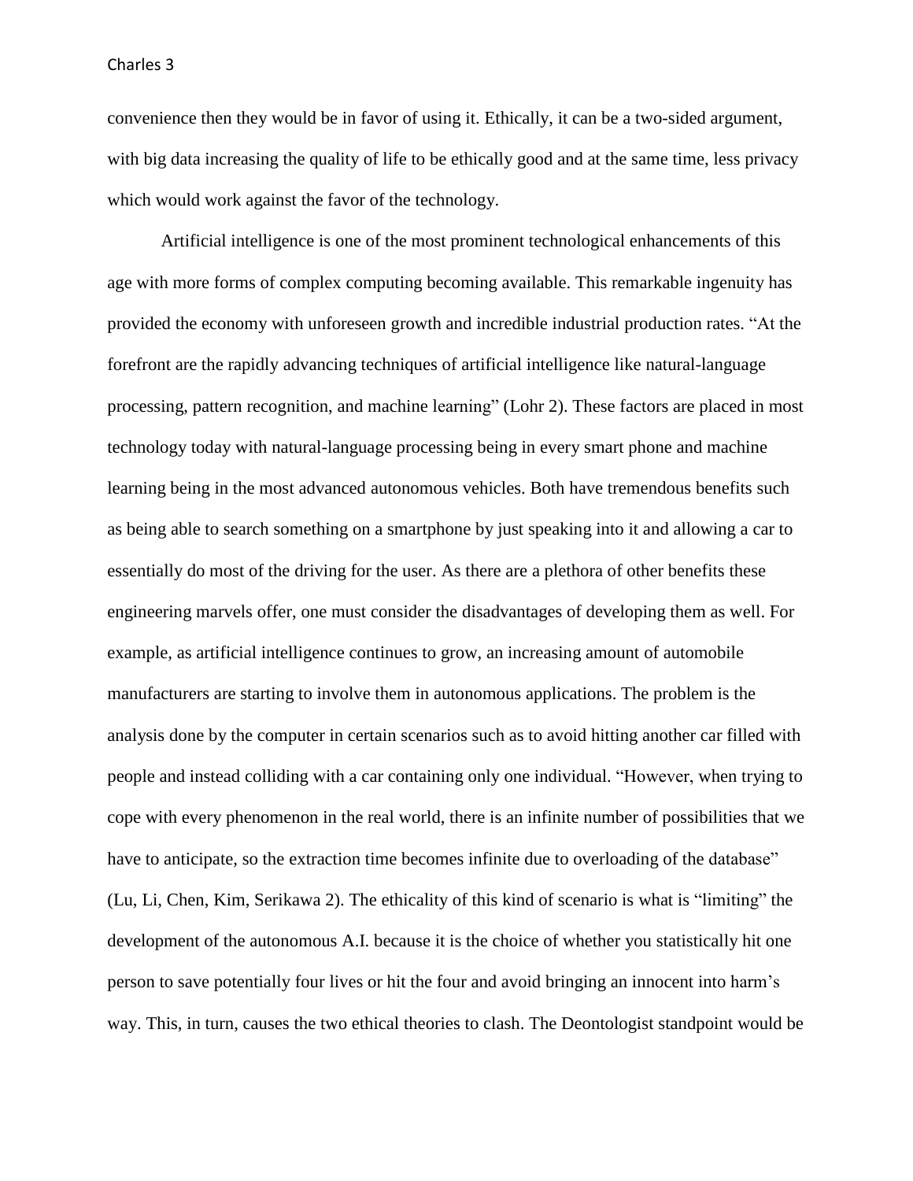convenience then they would be in favor of using it. Ethically, it can be a two-sided argument, with big data increasing the quality of life to be ethically good and at the same time, less privacy which would work against the favor of the technology.

Artificial intelligence is one of the most prominent technological enhancements of this age with more forms of complex computing becoming available. This remarkable ingenuity has provided the economy with unforeseen growth and incredible industrial production rates. "At the forefront are the rapidly advancing techniques of artificial intelligence like natural-language processing, pattern recognition, and machine learning" (Lohr 2). These factors are placed in most technology today with natural-language processing being in every smart phone and machine learning being in the most advanced autonomous vehicles. Both have tremendous benefits such as being able to search something on a smartphone by just speaking into it and allowing a car to essentially do most of the driving for the user. As there are a plethora of other benefits these engineering marvels offer, one must consider the disadvantages of developing them as well. For example, as artificial intelligence continues to grow, an increasing amount of automobile manufacturers are starting to involve them in autonomous applications. The problem is the analysis done by the computer in certain scenarios such as to avoid hitting another car filled with people and instead colliding with a car containing only one individual. "However, when trying to cope with every phenomenon in the real world, there is an infinite number of possibilities that we have to anticipate, so the extraction time becomes infinite due to overloading of the database" (Lu, Li, Chen, Kim, Serikawa 2). The ethicality of this kind of scenario is what is "limiting" the development of the autonomous A.I. because it is the choice of whether you statistically hit one person to save potentially four lives or hit the four and avoid bringing an innocent into harm's way. This, in turn, causes the two ethical theories to clash. The Deontologist standpoint would be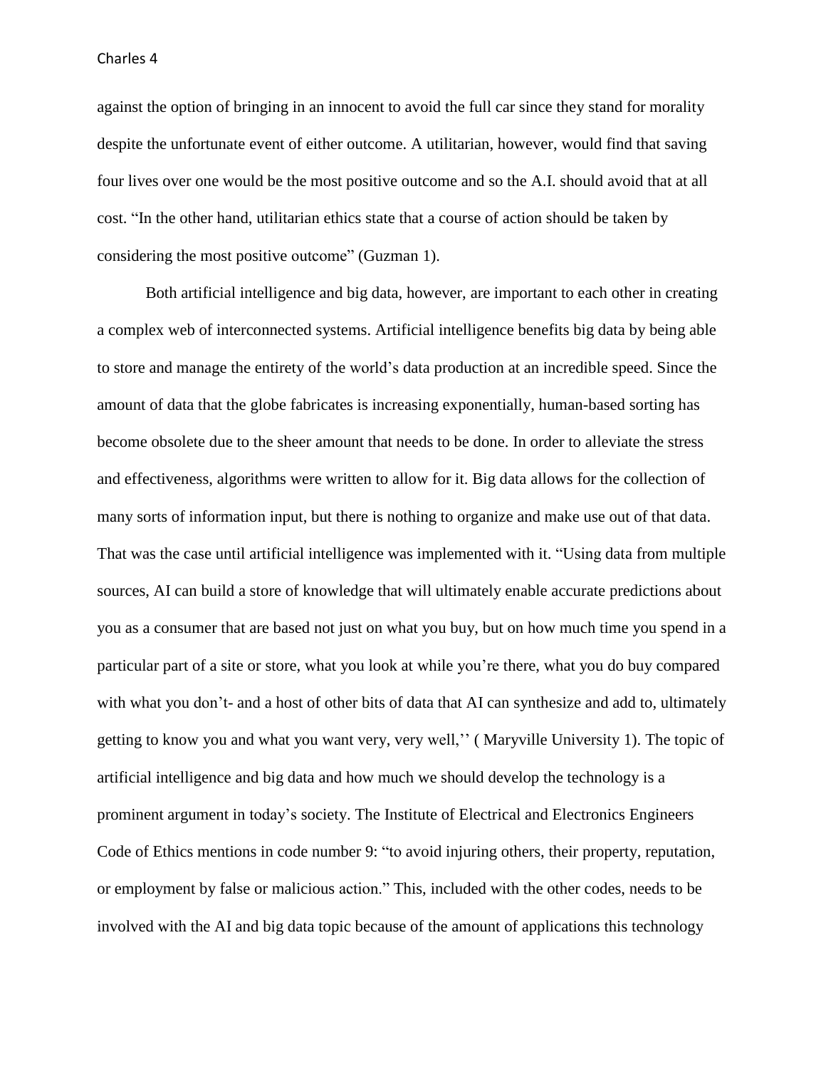against the option of bringing in an innocent to avoid the full car since they stand for morality despite the unfortunate event of either outcome. A utilitarian, however, would find that saving four lives over one would be the most positive outcome and so the A.I. should avoid that at all cost. "In the other hand, utilitarian ethics state that a course of action should be taken by considering the most positive outcome" (Guzman 1).

Both artificial intelligence and big data, however, are important to each other in creating a complex web of interconnected systems. Artificial intelligence benefits big data by being able to store and manage the entirety of the world's data production at an incredible speed. Since the amount of data that the globe fabricates is increasing exponentially, human-based sorting has become obsolete due to the sheer amount that needs to be done. In order to alleviate the stress and effectiveness, algorithms were written to allow for it. Big data allows for the collection of many sorts of information input, but there is nothing to organize and make use out of that data. That was the case until artificial intelligence was implemented with it. "Using data from multiple sources, AI can build a store of knowledge that will ultimately enable accurate predictions about you as a consumer that are based not just on what you buy, but on how much time you spend in a particular part of a site or store, what you look at while you're there, what you do buy compared with what you don't- and a host of other bits of data that AI can synthesize and add to, ultimately getting to know you and what you want very, very well,'' ( Maryville University 1). The topic of artificial intelligence and big data and how much we should develop the technology is a prominent argument in today's society. The Institute of Electrical and Electronics Engineers Code of Ethics mentions in code number 9: "to avoid injuring others, their property, reputation, or employment by false or malicious action." This, included with the other codes, needs to be involved with the AI and big data topic because of the amount of applications this technology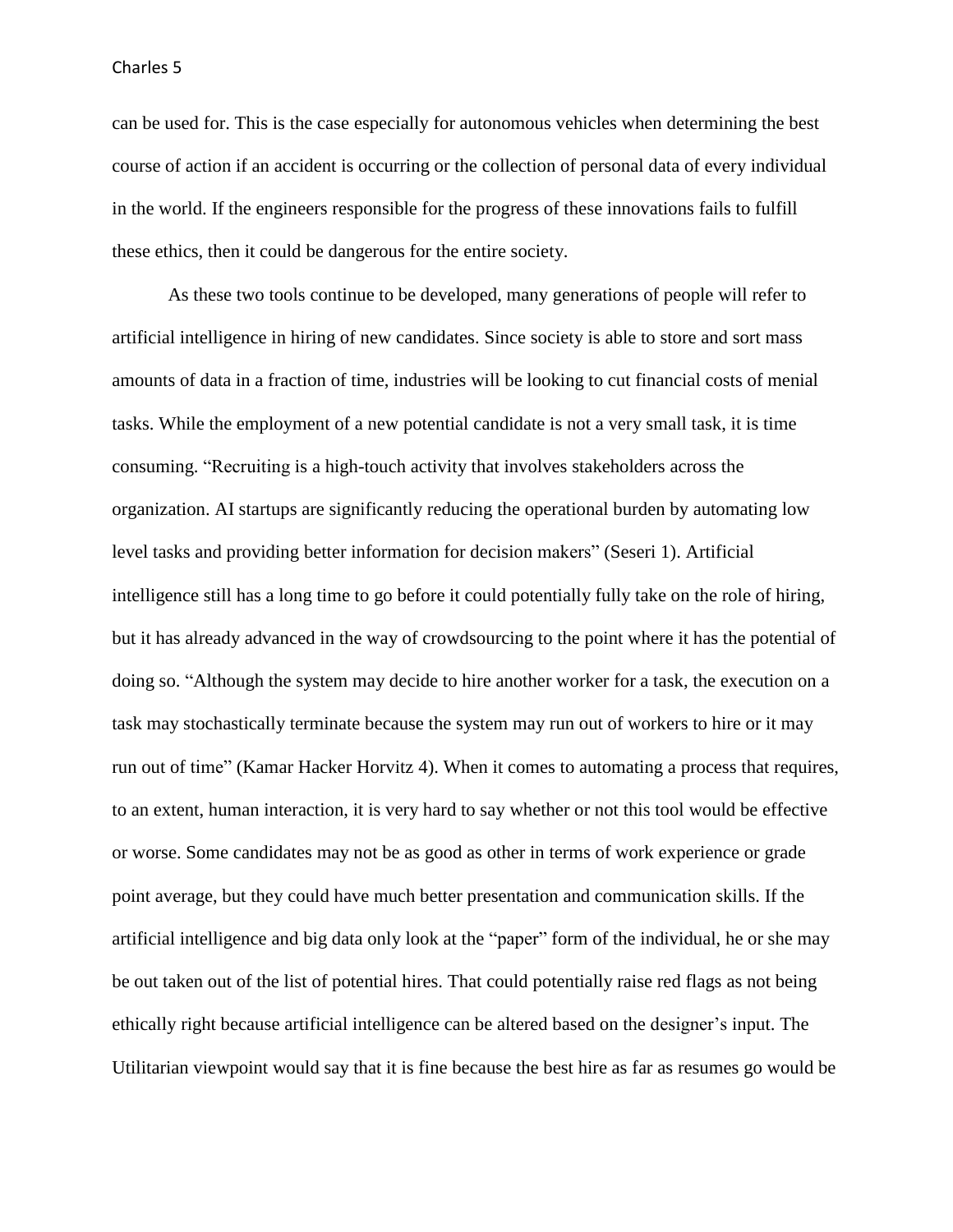can be used for. This is the case especially for autonomous vehicles when determining the best course of action if an accident is occurring or the collection of personal data of every individual in the world. If the engineers responsible for the progress of these innovations fails to fulfill these ethics, then it could be dangerous for the entire society.

As these two tools continue to be developed, many generations of people will refer to artificial intelligence in hiring of new candidates. Since society is able to store and sort mass amounts of data in a fraction of time, industries will be looking to cut financial costs of menial tasks. While the employment of a new potential candidate is not a very small task, it is time consuming. "Recruiting is a high-touch activity that involves stakeholders across the organization. AI startups are significantly reducing the operational burden by automating low level tasks and providing better information for decision makers" (Seseri 1). Artificial intelligence still has a long time to go before it could potentially fully take on the role of hiring, but it has already advanced in the way of crowdsourcing to the point where it has the potential of doing so. "Although the system may decide to hire another worker for a task, the execution on a task may stochastically terminate because the system may run out of workers to hire or it may run out of time" (Kamar Hacker Horvitz 4). When it comes to automating a process that requires, to an extent, human interaction, it is very hard to say whether or not this tool would be effective or worse. Some candidates may not be as good as other in terms of work experience or grade point average, but they could have much better presentation and communication skills. If the artificial intelligence and big data only look at the "paper" form of the individual, he or she may be out taken out of the list of potential hires. That could potentially raise red flags as not being ethically right because artificial intelligence can be altered based on the designer's input. The Utilitarian viewpoint would say that it is fine because the best hire as far as resumes go would be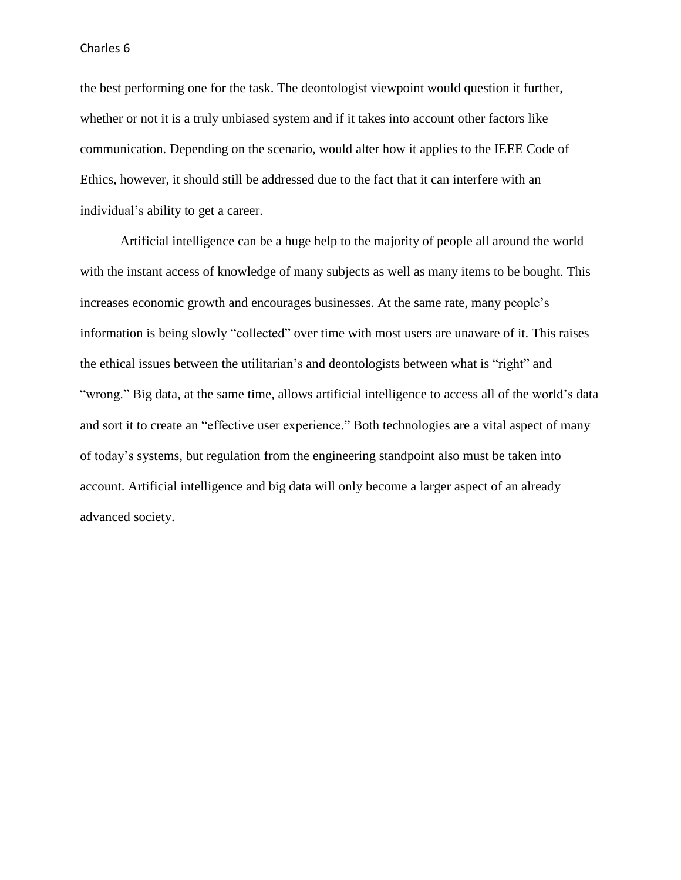the best performing one for the task. The deontologist viewpoint would question it further, whether or not it is a truly unbiased system and if it takes into account other factors like communication. Depending on the scenario, would alter how it applies to the IEEE Code of Ethics, however, it should still be addressed due to the fact that it can interfere with an individual’s ability to get a career.

Artificial intelligence can be a huge help to the majority of people all around the world with the instant access of knowledge of many subjects as well as many items to be bought. This increases economic growth and encourages businesses. At the same rate, many people’s information is being slowly “collected” over time with most users are unaware of it. This raises the ethical issues between the utilitarian’s and deontologists between what is “right” and “wrong.” Big data, at the same time, allows artificial intelligence to access all of the world’s data and sort it to create an “effective user experience.” Both technologies are a vital aspect of many of today’s systems, but regulation from the engineering standpoint also must be taken into account. Artificial intelligence and big data will only become a larger aspect of an already advanced society.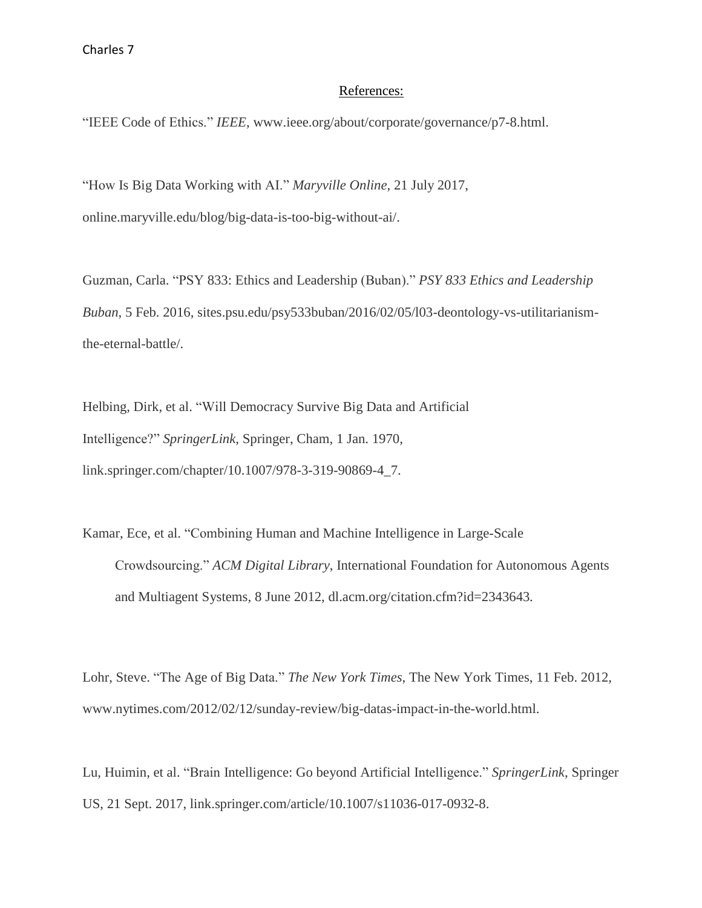References:

"IEEE Code of Ethics." *IEEE*, www.ieee.org/about/corporate/governance/p7-8.html.

"How Is Big Data Working with AI." *Maryville Online*, 21 July 2017, online.maryville.edu/blog/big-data-is-too-big-without-ai/.

Guzman, Carla. "PSY 833: Ethics and Leadership (Buban)." *PSY 833 Ethics and Leadership Buban*, 5 Feb. 2016, sites.psu.edu/psy533buban/2016/02/05/l03-deontology-vs-utilitarianism-the-eternal-battle/.

Helbing, Dirk, et al. "Will Democracy Survive Big Data and Artificial Intelligence?" *SpringerLink*, Springer, Cham, 1 Jan. 1970, link.springer.com/chapter/10.1007/978-3-319-90869-4_7.

Kamar, Ece, et al. "Combining Human and Machine Intelligence in Large-Scale Crowdsourcing." *ACM Digital Library*, International Foundation for Autonomous Agents and Multiagent Systems, 8 June 2012, dl.acm.org/citation.cfm?id=2343643.

Lohr, Steve. "The Age of Big Data." *The New York Times*, The New York Times, 11 Feb. 2012, www.nytimes.com/2012/02/12/sunday-review/big-datas-impact-in-the-world.html.

Lu, Huimin, et al. "Brain Intelligence: Go beyond Artificial Intelligence." *SpringerLink*, Springer US, 21 Sept. 2017, link.springer.com/article/10.1007/s11036-017-0932-8.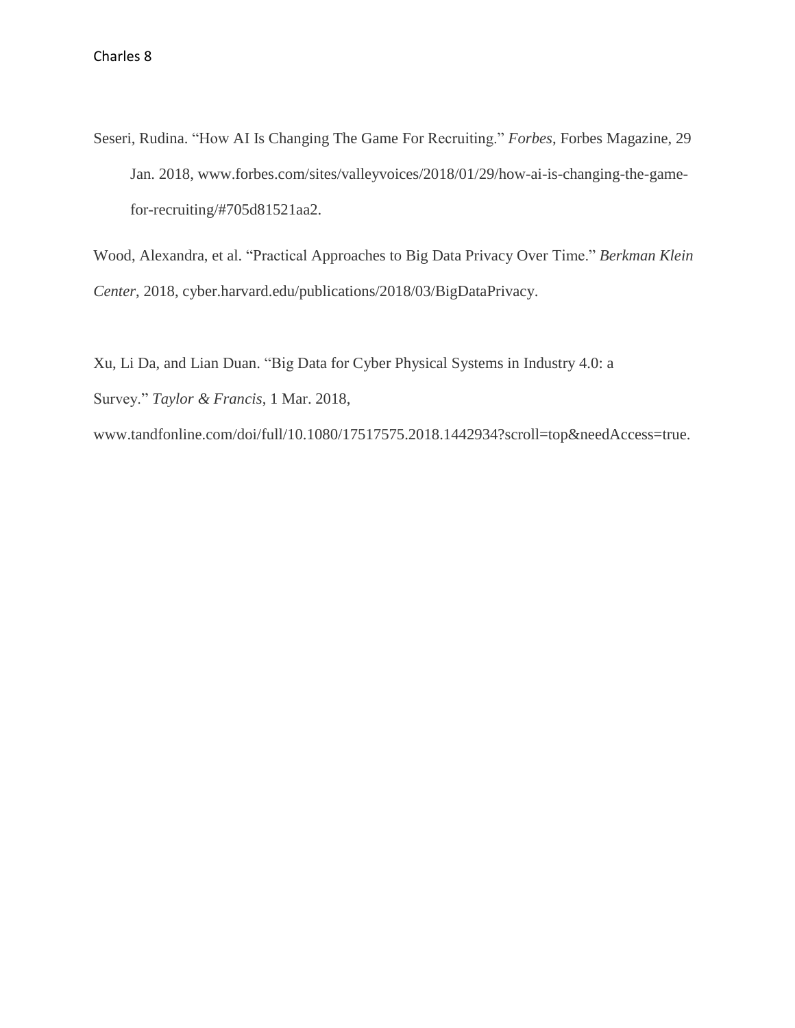Seseri, Rudina. “How AI Is Changing The Game For Recruiting.” *Forbes*, Forbes Magazine, 29 Jan. 2018, www.forbes.com/sites/valleyvoices/2018/01/29/how-ai-is-changing-the-game-for-recruiting/#705d81521aa2.

Wood, Alexandra, et al. “Practical Approaches to Big Data Privacy Over Time.” *Berkman Klein Center*, 2018, cyber.harvard.edu/publications/2018/03/BigDataPrivacy.

Xu, Li Da, and Lian Duan. “Big Data for Cyber Physical Systems in Industry 4.0: a Survey.” *Taylor & Francis*, 1 Mar. 2018, www.tandfonline.com/doi/full/10.1080/17517575.2018.1442934?scroll=top&needAccess=true.